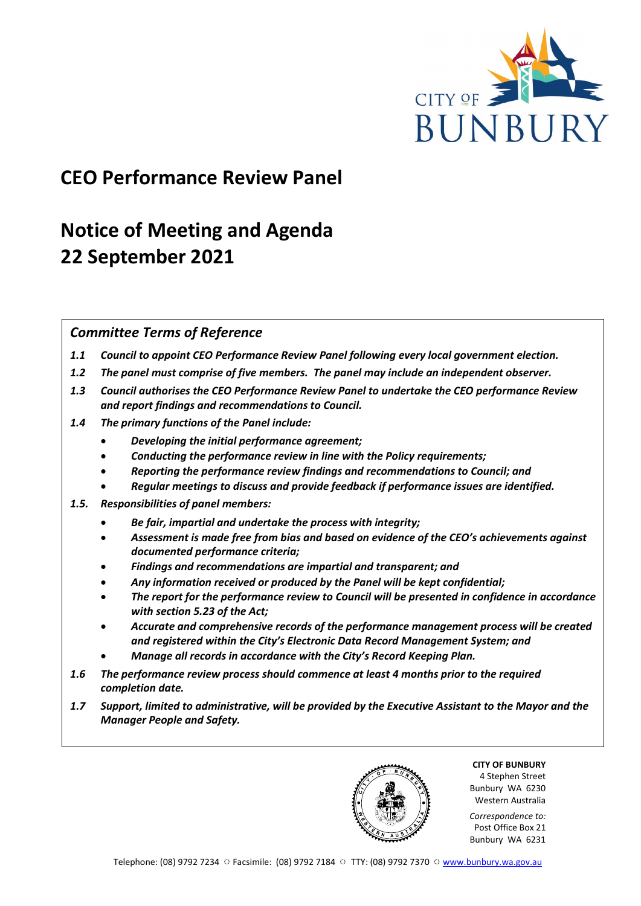CITY OF BUNBURY

# CEO Performance Review Panel

# Notice of Meeting and Agenda
# 22 September 2021

## *Committee Terms of Reference*

***1.1*** ***Council to appoint CEO Performance Review Panel following every local government election.***

***1.2*** ***The panel must comprise of five members. The panel may include an independent observer.***

***1.3*** ***Council authorises the CEO Performance Review Panel to undertake the CEO performance Review and report findings and recommendations to Council.***

***1.4*** ***The primary functions of the Panel include:***

- ***Developing the initial performance agreement;***
- ***Conducting the performance review in line with the Policy requirements;***
- ***Reporting the performance review findings and recommendations to Council; and***
- ***Regular meetings to discuss and provide feedback if performance issues are identified.***

***1.5.*** ***Responsibilities of panel members:***

- ***Be fair, impartial and undertake the process with integrity;***
- ***Assessment is made free from bias and based on evidence of the CEO's achievements against documented performance criteria;***
- ***Findings and recommendations are impartial and transparent; and***
- ***Any information received or produced by the Panel will be kept confidential;***
- ***The report for the performance review to Council will be presented in confidence in accordance with section 5.23 of the Act;***
- ***Accurate and comprehensive records of the performance management process will be created and registered within the City's Electronic Data Record Management System; and***
- ***Manage all records in accordance with the City's Record Keeping Plan.***

***1.6*** ***The performance review process should commence at least 4 months prior to the required completion date.***

***1.7*** ***Support, limited to administrative, will be provided by the Executive Assistant to the Mayor and the Manager People and Safety.***

**CITY OF BUNBURY**
4 Stephen Street
Bunbury WA 6230
Western Australia

*Correspondence to:*
Post Office Box 21
Bunbury WA 6231

Telephone: (08) 9792 7234 ◌ Facsimile: (08) 9792 7184 ◌ TTY: (08) 9792 7370 ◌ www.bunbury.wa.gov.au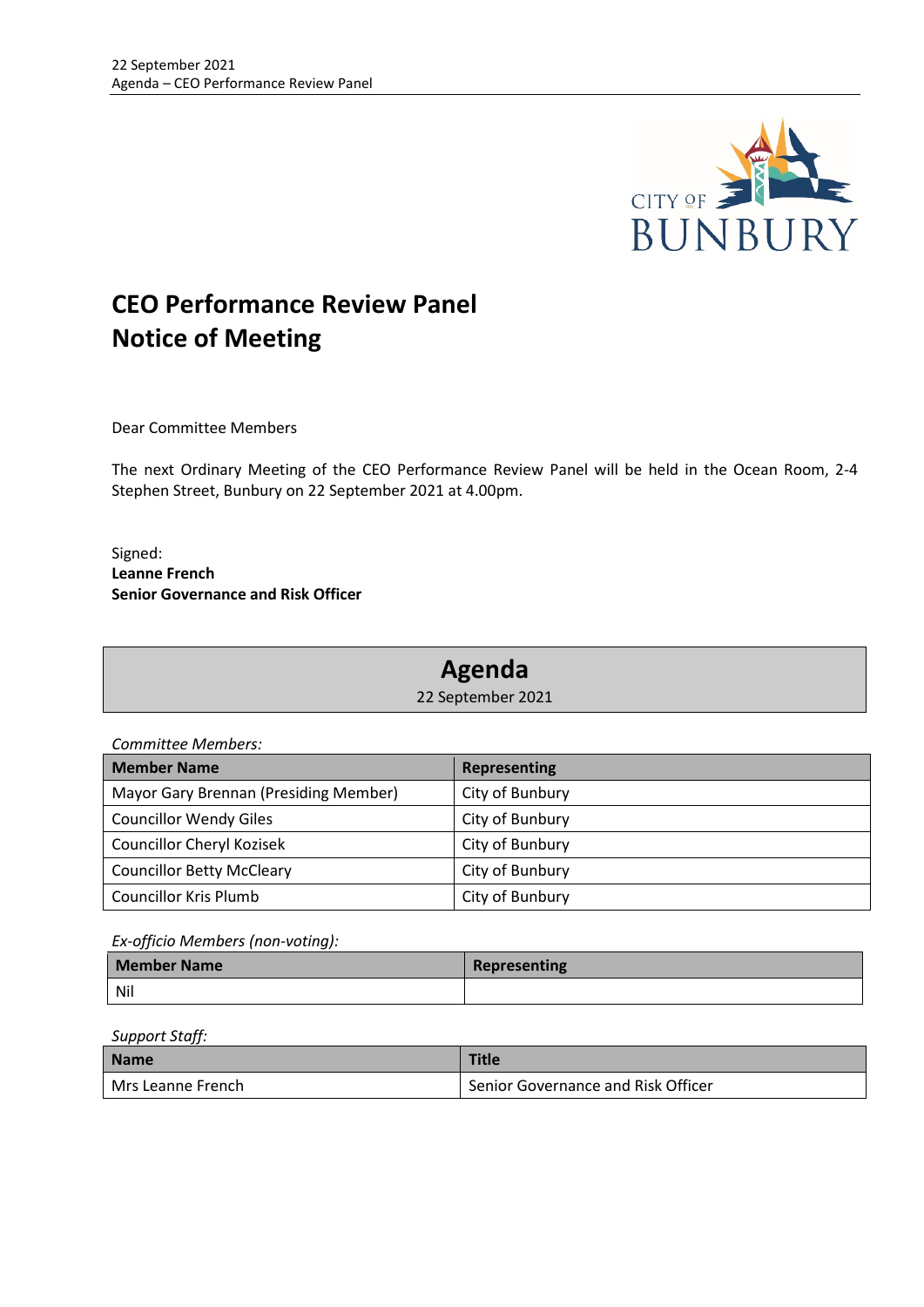# CEO Performance Review Panel
# Notice of Meeting

Dear Committee Members

The next Ordinary Meeting of the CEO Performance Review Panel will be held in the Ocean Room, 2-4 Stephen Street, Bunbury on 22 September 2021 at 4.00pm.

Signed:
**Leanne French**
**Senior Governance and Risk Officer**

## Agenda

22 September 2021

*Committee Members:*

| Member Name | Representing |
|---|---|
| Mayor Gary Brennan (Presiding Member) | City of Bunbury |
| Councillor Wendy Giles | City of Bunbury |
| Councillor Cheryl Kozisek | City of Bunbury |
| Councillor Betty McCleary | City of Bunbury |
| Councillor Kris Plumb | City of Bunbury |

*Ex-officio Members (non-voting):*

| Member Name | Representing |
|---|---|
| Nil | |

*Support Staff:*

| Name | Title |
|---|---|
| Mrs Leanne French | Senior Governance and Risk Officer |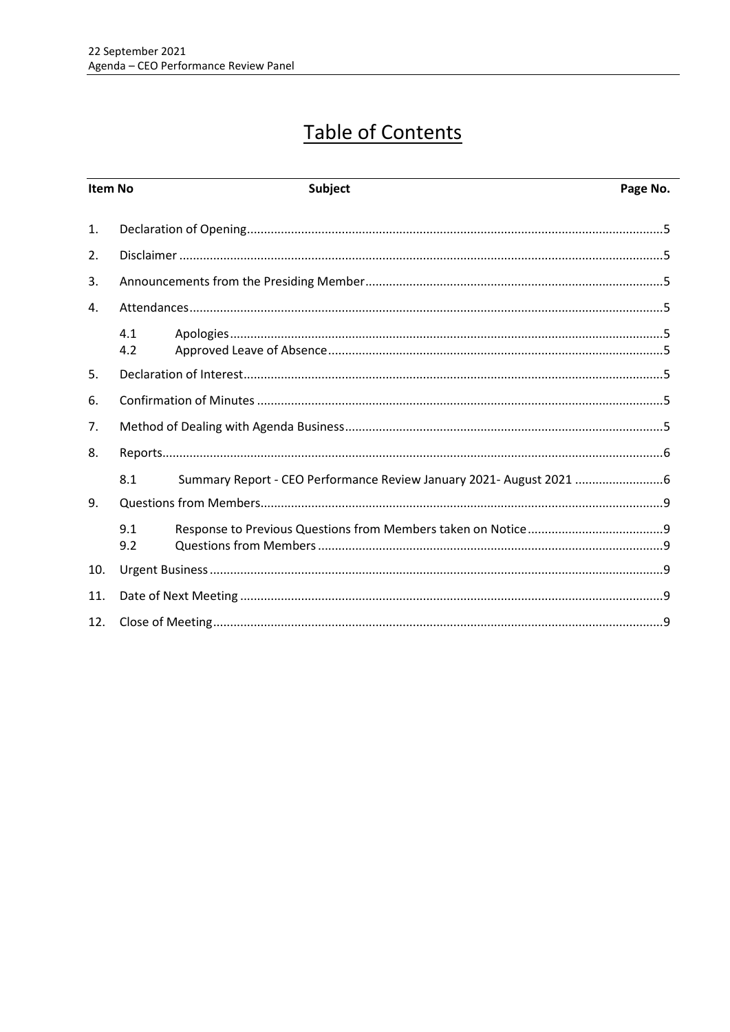# Table of Contents

| Item No | | Subject | Page No. |
|---|---|---|---|
| 1. | | Declaration of Opening | 5 |
| 2. | | Disclaimer | 5 |
| 3. | | Announcements from the Presiding Member | 5 |
| 4. | | Attendances | 5 |
| | 4.1 | Apologies | 5 |
| | 4.2 | Approved Leave of Absence | 5 |
| 5. | | Declaration of Interest | 5 |
| 6. | | Confirmation of Minutes | 5 |
| 7. | | Method of Dealing with Agenda Business | 5 |
| 8. | | Reports | 6 |
| | 8.1 | Summary Report - CEO Performance Review January 2021- August 2021 | 6 |
| 9. | | Questions from Members | 9 |
| | 9.1 | Response to Previous Questions from Members taken on Notice | 9 |
| | 9.2 | Questions from Members | 9 |
| 10. | | Urgent Business | 9 |
| 11. | | Date of Next Meeting | 9 |
| 12. | | Close of Meeting | 9 |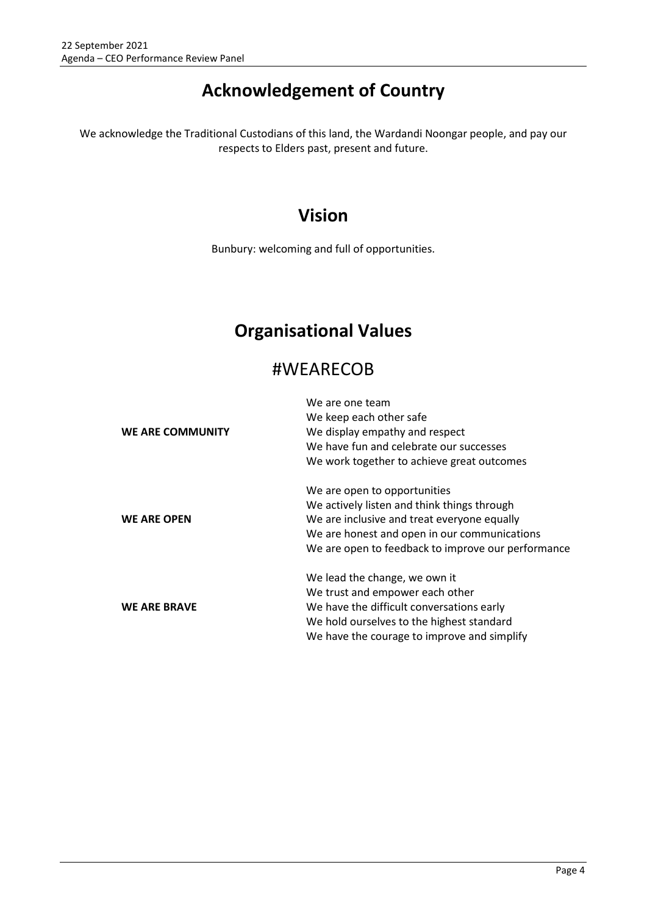# Acknowledgement of Country

We acknowledge the Traditional Custodians of this land, the Wardandi Noongar people, and pay our respects to Elders past, present and future.

# Vision

Bunbury: welcoming and full of opportunities.

# Organisational Values

## #WEARECOB

| | |
|---|---|
| **WE ARE COMMUNITY** | We are one team<br>We keep each other safe<br>We display empathy and respect<br>We have fun and celebrate our successes<br>We work together to achieve great outcomes |
| **WE ARE OPEN** | We are open to opportunities<br>We actively listen and think things through<br>We are inclusive and treat everyone equally<br>We are honest and open in our communications<br>We are open to feedback to improve our performance |
| **WE ARE BRAVE** | We lead the change, we own it<br>We trust and empower each other<br>We have the difficult conversations early<br>We hold ourselves to the highest standard<br>We have the courage to improve and simplify |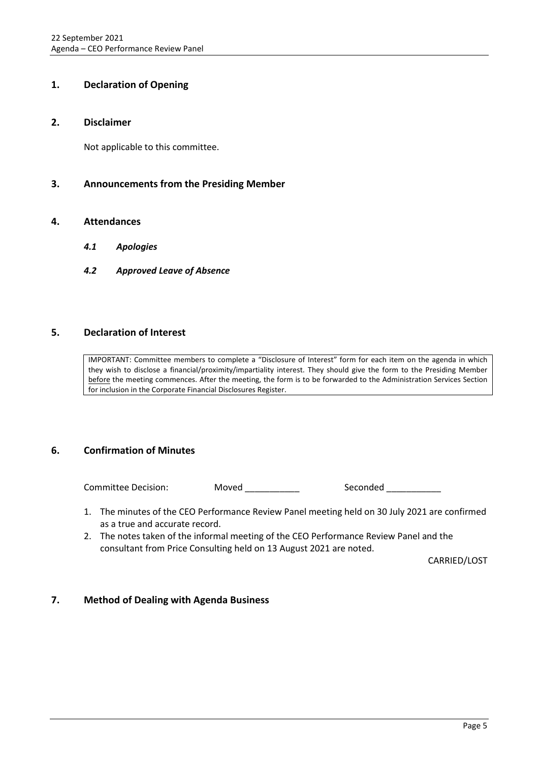## 1. Declaration of Opening

## 2. Disclaimer

Not applicable to this committee.

## 3. Announcements from the Presiding Member

## 4. Attendances

### *4.1 Apologies*

### *4.2 Approved Leave of Absence*

## 5. Declaration of Interest

IMPORTANT: Committee members to complete a "Disclosure of Interest" form for each item on the agenda in which they wish to disclose a financial/proximity/impartiality interest. They should give the form to the Presiding Member before the meeting commences. After the meeting, the form is to be forwarded to the Administration Services Section for inclusion in the Corporate Financial Disclosures Register.

## 6. Confirmation of Minutes

Committee Decision: Moved ___________ Seconded ___________

1. The minutes of the CEO Performance Review Panel meeting held on 30 July 2021 are confirmed as a true and accurate record.
2. The notes taken of the informal meeting of the CEO Performance Review Panel and the consultant from Price Consulting held on 13 August 2021 are noted.

CARRIED/LOST

## 7. Method of Dealing with Agenda Business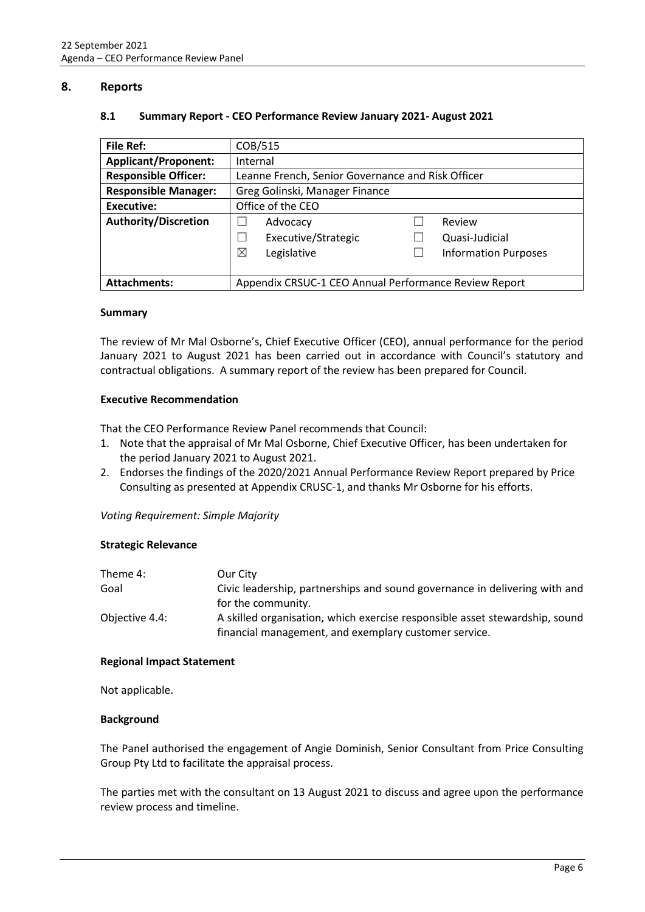## 8. Reports

### 8.1 Summary Report - CEO Performance Review January 2021- August 2021

| **File Ref:** | COB/515 |
|---|---|
| **Applicant/Proponent:** | Internal |
| **Responsible Officer:** | Leanne French, Senior Governance and Risk Officer |
| **Responsible Manager:** | Greg Golinski, Manager Finance |
| **Executive:** | Office of the CEO |
| **Authority/Discretion** | ☐ Advocacy ☐ Executive/Strategic ☒ Legislative ☐ Review ☐ Quasi-Judicial ☐ Information Purposes |
| **Attachments:** | Appendix CRSUC-1 CEO Annual Performance Review Report |

**Summary**

The review of Mr Mal Osborne's, Chief Executive Officer (CEO), annual performance for the period January 2021 to August 2021 has been carried out in accordance with Council's statutory and contractual obligations. A summary report of the review has been prepared for Council.

**Executive Recommendation**

That the CEO Performance Review Panel recommends that Council:

1. Note that the appraisal of Mr Mal Osborne, Chief Executive Officer, has been undertaken for the period January 2021 to August 2021.
2. Endorses the findings of the 2020/2021 Annual Performance Review Report prepared by Price Consulting as presented at Appendix CRUSC-1, and thanks Mr Osborne for his efforts.

*Voting Requirement: Simple Majority*

**Strategic Relevance**

| | |
|---|---|
| Theme 4: | Our City |
| Goal | Civic leadership, partnerships and sound governance in delivering with and for the community. |
| Objective 4.4: | A skilled organisation, which exercise responsible asset stewardship, sound financial management, and exemplary customer service. |

**Regional Impact Statement**

Not applicable.

**Background**

The Panel authorised the engagement of Angie Dominish, Senior Consultant from Price Consulting Group Pty Ltd to facilitate the appraisal process.

The parties met with the consultant on 13 August 2021 to discuss and agree upon the performance review process and timeline.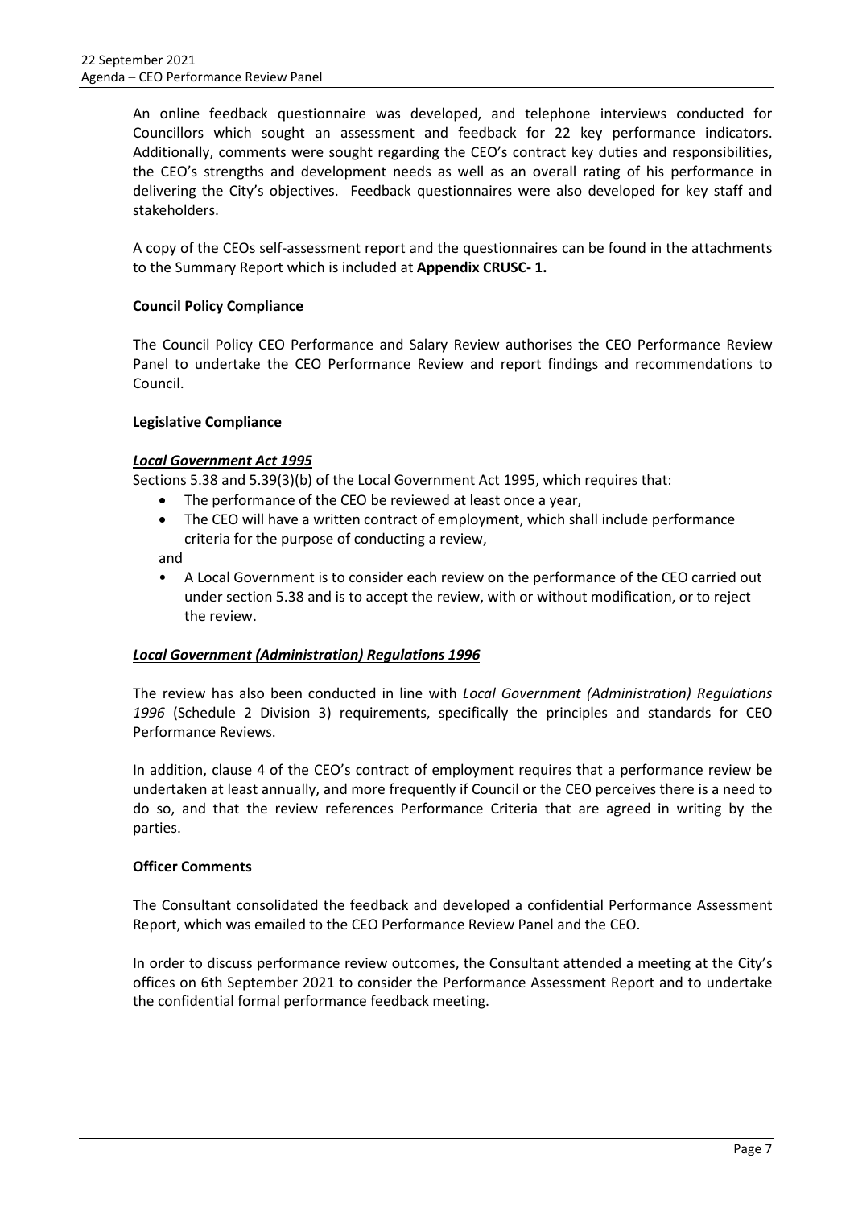An online feedback questionnaire was developed, and telephone interviews conducted for Councillors which sought an assessment and feedback for 22 key performance indicators. Additionally, comments were sought regarding the CEO's contract key duties and responsibilities, the CEO's strengths and development needs as well as an overall rating of his performance in delivering the City's objectives. Feedback questionnaires were also developed for key staff and stakeholders.

A copy of the CEOs self-assessment report and the questionnaires can be found in the attachments to the Summary Report which is included at **Appendix CRUSC- 1.**

**Council Policy Compliance**

The Council Policy CEO Performance and Salary Review authorises the CEO Performance Review Panel to undertake the CEO Performance Review and report findings and recommendations to Council.

**Legislative Compliance**

***Local Government Act 1995***

Sections 5.38 and 5.39(3)(b) of the Local Government Act 1995, which requires that:

- The performance of the CEO be reviewed at least once a year,
- The CEO will have a written contract of employment, which shall include performance criteria for the purpose of conducting a review,

and

- A Local Government is to consider each review on the performance of the CEO carried out under section 5.38 and is to accept the review, with or without modification, or to reject the review.

***Local Government (Administration) Regulations 1996***

The review has also been conducted in line with *Local Government (Administration) Regulations 1996* (Schedule 2 Division 3) requirements, specifically the principles and standards for CEO Performance Reviews.

In addition, clause 4 of the CEO's contract of employment requires that a performance review be undertaken at least annually, and more frequently if Council or the CEO perceives there is a need to do so, and that the review references Performance Criteria that are agreed in writing by the parties.

**Officer Comments**

The Consultant consolidated the feedback and developed a confidential Performance Assessment Report, which was emailed to the CEO Performance Review Panel and the CEO.

In order to discuss performance review outcomes, the Consultant attended a meeting at the City's offices on 6th September 2021 to consider the Performance Assessment Report and to undertake the confidential formal performance feedback meeting.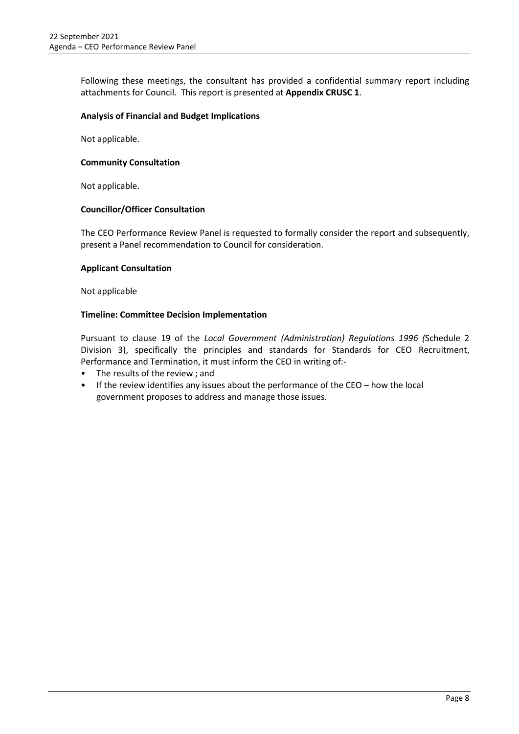Following these meetings, the consultant has provided a confidential summary report including attachments for Council. This report is presented at **Appendix CRUSC 1**.

**Analysis of Financial and Budget Implications**

Not applicable.

**Community Consultation**

Not applicable.

**Councillor/Officer Consultation**

The CEO Performance Review Panel is requested to formally consider the report and subsequently, present a Panel recommendation to Council for consideration.

**Applicant Consultation**

Not applicable

**Timeline: Committee Decision Implementation**

Pursuant to clause 19 of the *Local Government (Administration) Regulations 1996 (*Schedule 2 Division 3), specifically the principles and standards for Standards for CEO Recruitment, Performance and Termination, it must inform the CEO in writing of:-

- The results of the review ; and
- If the review identifies any issues about the performance of the CEO – how the local government proposes to address and manage those issues.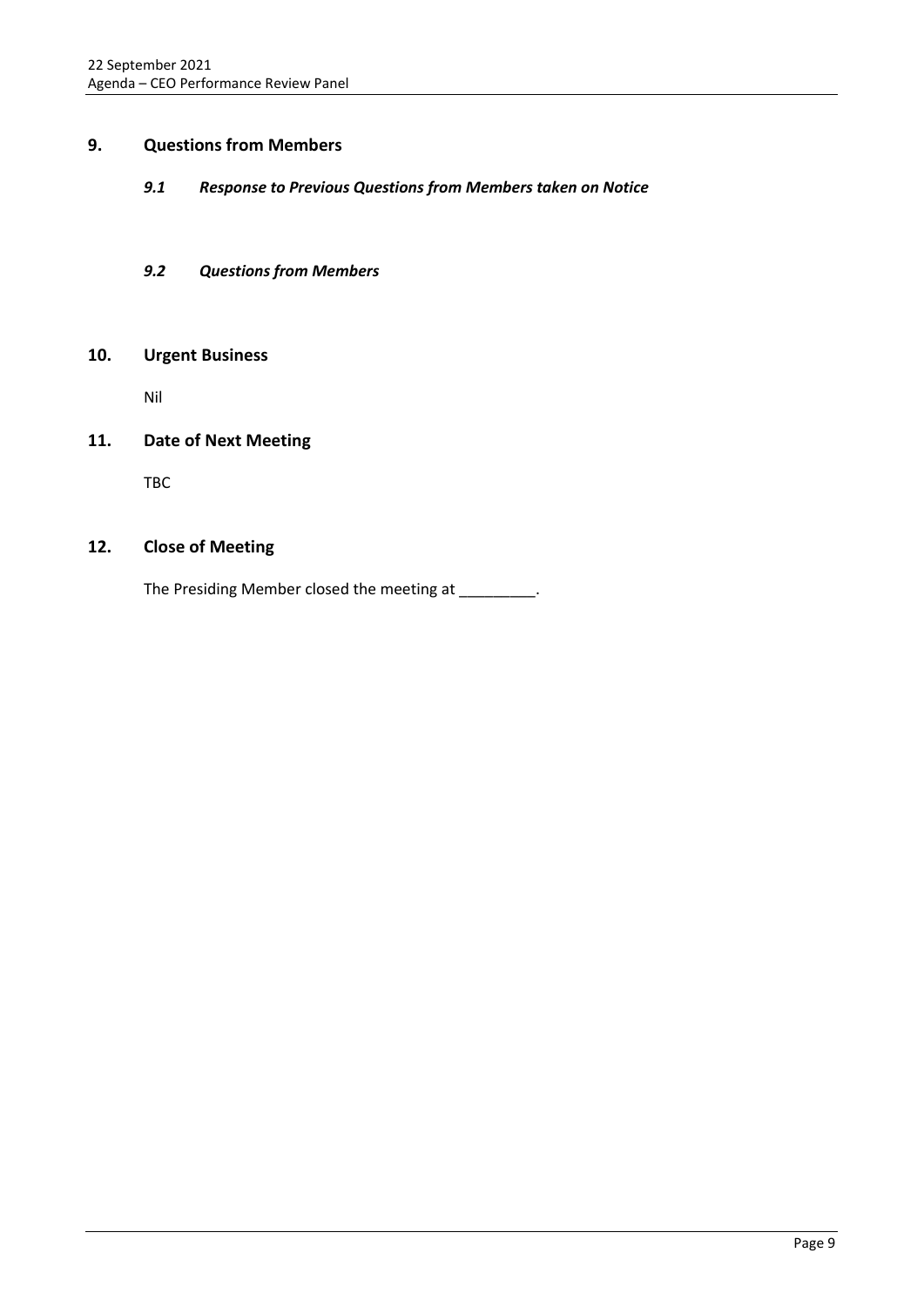## 9. Questions from Members

### *9.1 Response to Previous Questions from Members taken on Notice*

### *9.2 Questions from Members*

## 10. Urgent Business

Nil

## 11. Date of Next Meeting

TBC

## 12. Close of Meeting

The Presiding Member closed the meeting at _________.